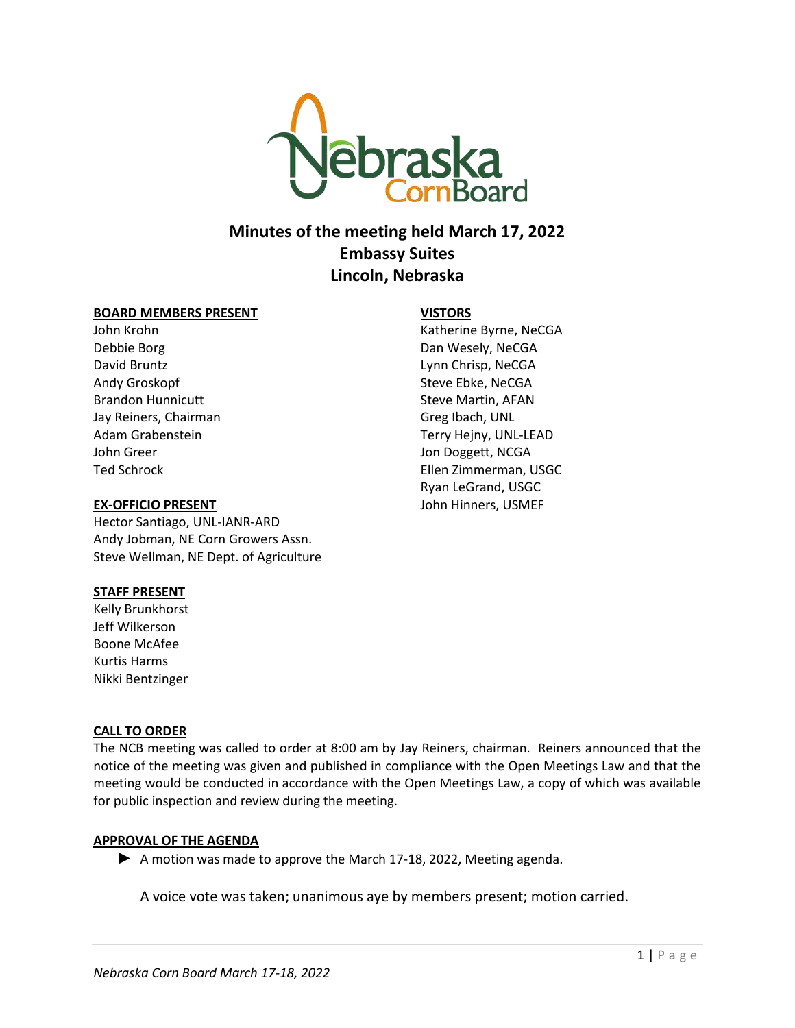# Minutes of the meeting held March 17, 2022
## Embassy Suites
## Lincoln, Nebraska

**BOARD MEMBERS PRESENT**

John Krohn
Debbie Borg
David Bruntz
Andy Groskopf
Brandon Hunnicutt
Jay Reiners, Chairman
Adam Grabenstein
John Greer
Ted Schrock

**EX-OFFICIO PRESENT**

Hector Santiago, UNL-IANR-ARD
Andy Jobman, NE Corn Growers Assn.
Steve Wellman, NE Dept. of Agriculture

**STAFF PRESENT**

Kelly Brunkhorst
Jeff Wilkerson
Boone McAfee
Kurtis Harms
Nikki Bentzinger

**VISTORS**

Katherine Byrne, NeCGA
Dan Wesely, NeCGA
Lynn Chrisp, NeCGA
Steve Ebke, NeCGA
Steve Martin, AFAN
Greg Ibach, UNL
Terry Hejny, UNL-LEAD
Jon Doggett, NCGA
Ellen Zimmerman, USGC
Ryan LeGrand, USGC
John Hinners, USMEF

**CALL TO ORDER**

The NCB meeting was called to order at 8:00 am by Jay Reiners, chairman. Reiners announced that the notice of the meeting was given and published in compliance with the Open Meetings Law and that the meeting would be conducted in accordance with the Open Meetings Law, a copy of which was available for public inspection and review during the meeting.

**APPROVAL OF THE AGENDA**

► A motion was made to approve the March 17-18, 2022, Meeting agenda.

A voice vote was taken; unanimous aye by members present; motion carried.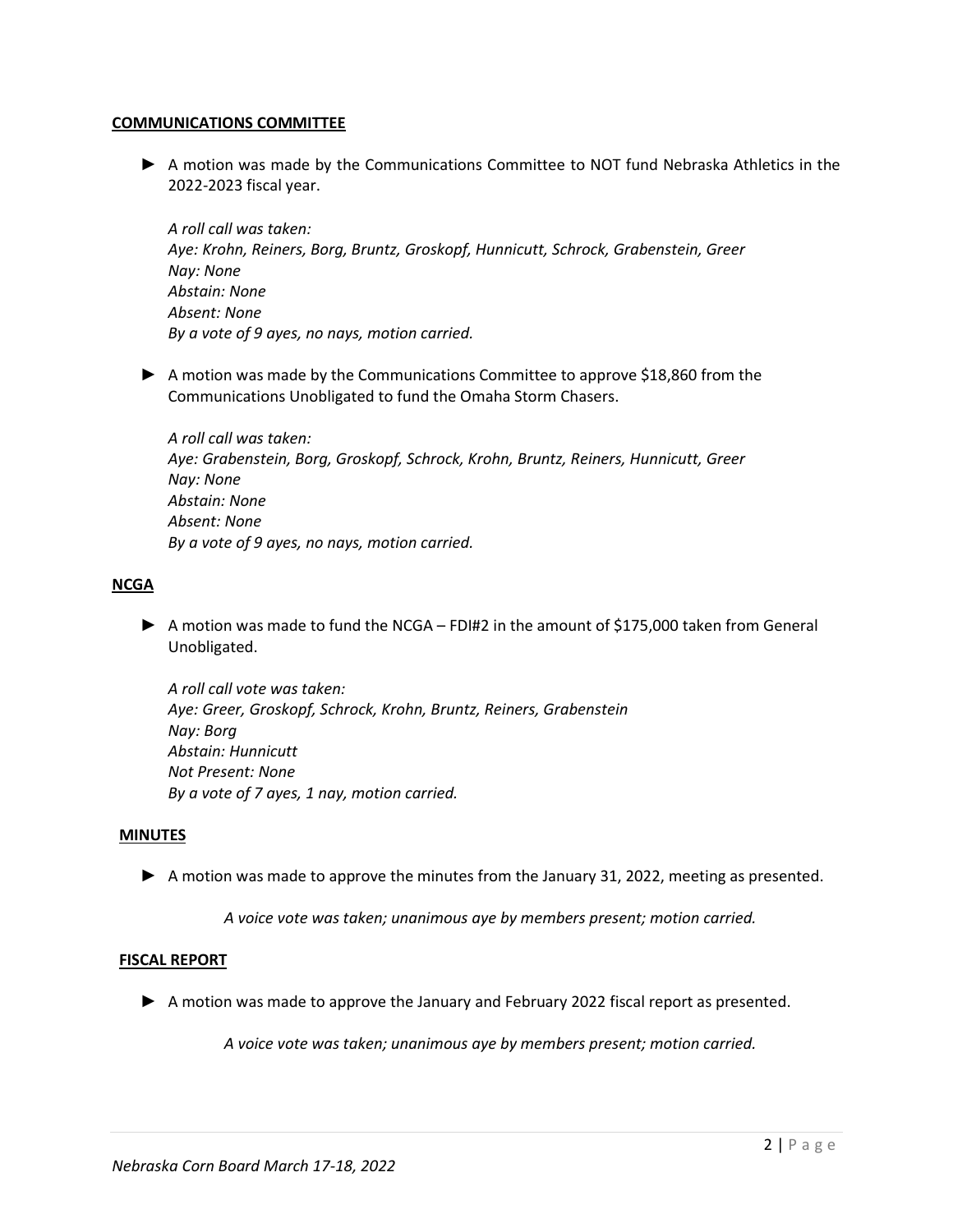## COMMUNICATIONS COMMITTEE

► A motion was made by the Communications Committee to NOT fund Nebraska Athletics in the 2022-2023 fiscal year.

*A roll call was taken:*
*Aye: Krohn, Reiners, Borg, Bruntz, Groskopf, Hunnicutt, Schrock, Grabenstein, Greer*
*Nay: None*
*Abstain: None*
*Absent: None*
*By a vote of 9 ayes, no nays, motion carried.*

► A motion was made by the Communications Committee to approve $18,860 from the Communications Unobligated to fund the Omaha Storm Chasers.

*A roll call was taken:*
*Aye: Grabenstein, Borg, Groskopf, Schrock, Krohn, Bruntz, Reiners, Hunnicutt, Greer*
*Nay: None*
*Abstain: None*
*Absent: None*
*By a vote of 9 ayes, no nays, motion carried.*

## NCGA

► A motion was made to fund the NCGA – FDI#2 in the amount of $175,000 taken from General Unobligated.

*A roll call vote was taken:*
*Aye: Greer, Groskopf, Schrock, Krohn, Bruntz, Reiners, Grabenstein*
*Nay: Borg*
*Abstain: Hunnicutt*
*Not Present: None*
*By a vote of 7 ayes, 1 nay, motion carried.*

## MINUTES

► A motion was made to approve the minutes from the January 31, 2022, meeting as presented.

*A voice vote was taken; unanimous aye by members present; motion carried.*

## FISCAL REPORT

► A motion was made to approve the January and February 2022 fiscal report as presented.

*A voice vote was taken; unanimous aye by members present; motion carried.*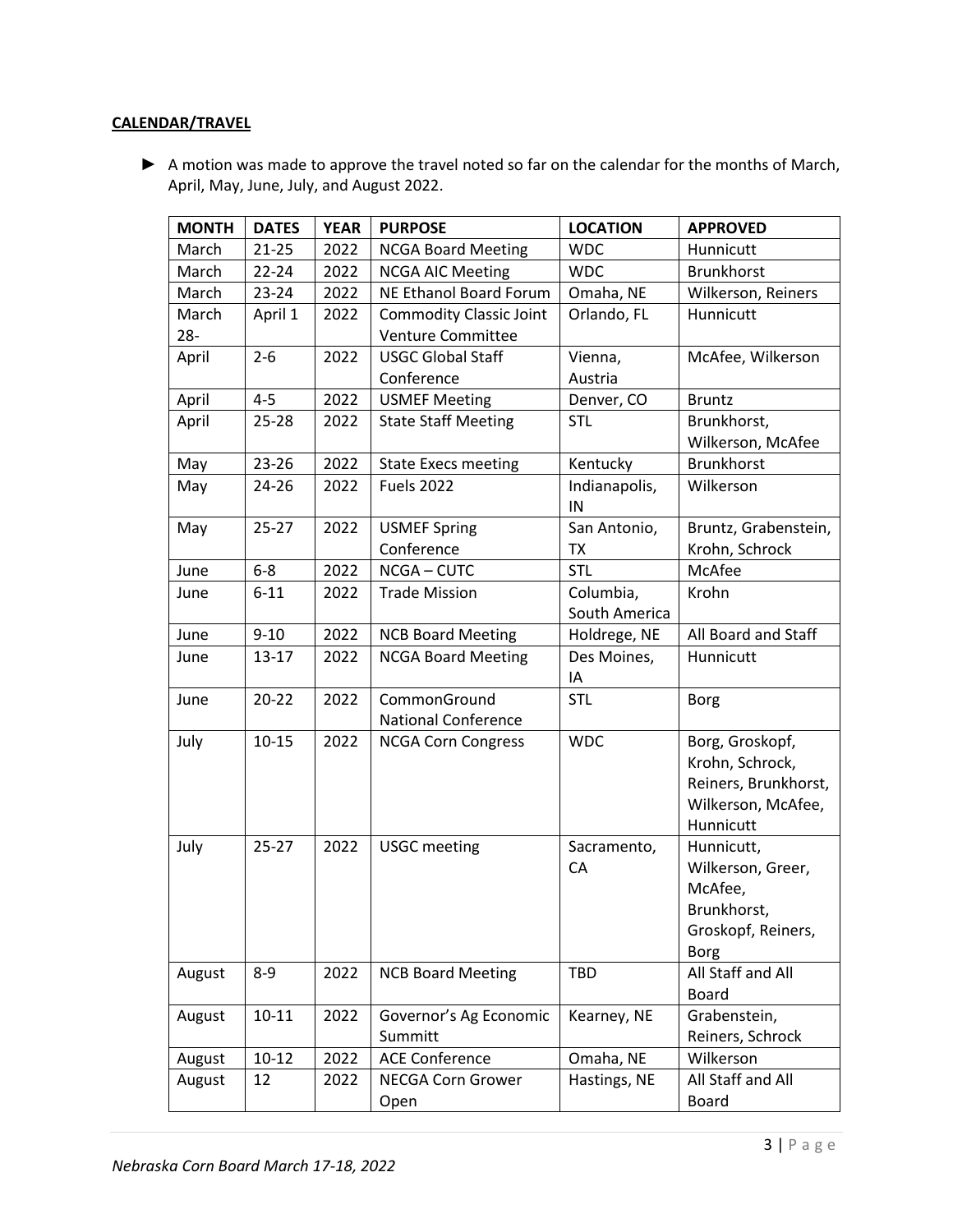**CALENDAR/TRAVEL**

► A motion was made to approve the travel noted so far on the calendar for the months of March, April, May, June, July, and August 2022.

| MONTH | DATES | YEAR | PURPOSE | LOCATION | APPROVED |
|---|---|---|---|---|---|
| March | 21-25 | 2022 | NCGA Board Meeting | WDC | Hunnicutt |
| March | 22-24 | 2022 | NCGA AIC Meeting | WDC | Brunkhorst |
| March | 23-24 | 2022 | NE Ethanol Board Forum | Omaha, NE | Wilkerson, Reiners |
| March 28- | April 1 | 2022 | Commodity Classic Joint Venture Committee | Orlando, FL | Hunnicutt |
| April | 2-6 | 2022 | USGC Global Staff Conference | Vienna, Austria | McAfee, Wilkerson |
| April | 4-5 | 2022 | USMEF Meeting | Denver, CO | Bruntz |
| April | 25-28 | 2022 | State Staff Meeting | STL | Brunkhorst, Wilkerson, McAfee |
| May | 23-26 | 2022 | State Execs meeting | Kentucky | Brunkhorst |
| May | 24-26 | 2022 | Fuels 2022 | Indianapolis, IN | Wilkerson |
| May | 25-27 | 2022 | USMEF Spring Conference | San Antonio, TX | Bruntz, Grabenstein, Krohn, Schrock |
| June | 6-8 | 2022 | NCGA – CUTC | STL | McAfee |
| June | 6-11 | 2022 | Trade Mission | Columbia, South America | Krohn |
| June | 9-10 | 2022 | NCB Board Meeting | Holdrege, NE | All Board and Staff |
| June | 13-17 | 2022 | NCGA Board Meeting | Des Moines, IA | Hunnicutt |
| June | 20-22 | 2022 | CommonGround National Conference | STL | Borg |
| July | 10-15 | 2022 | NCGA Corn Congress | WDC | Borg, Groskopf, Krohn, Schrock, Reiners, Brunkhorst, Wilkerson, McAfee, Hunnicutt |
| July | 25-27 | 2022 | USGC meeting | Sacramento, CA | Hunnicutt, Wilkerson, Greer, McAfee, Brunkhorst, Groskopf, Reiners, Borg |
| August | 8-9 | 2022 | NCB Board Meeting | TBD | All Staff and All Board |
| August | 10-11 | 2022 | Governor's Ag Economic Summitt | Kearney, NE | Grabenstein, Reiners, Schrock |
| August | 10-12 | 2022 | ACE Conference | Omaha, NE | Wilkerson |
| August | 12 | 2022 | NECGA Corn Grower Open | Hastings, NE | All Staff and All Board |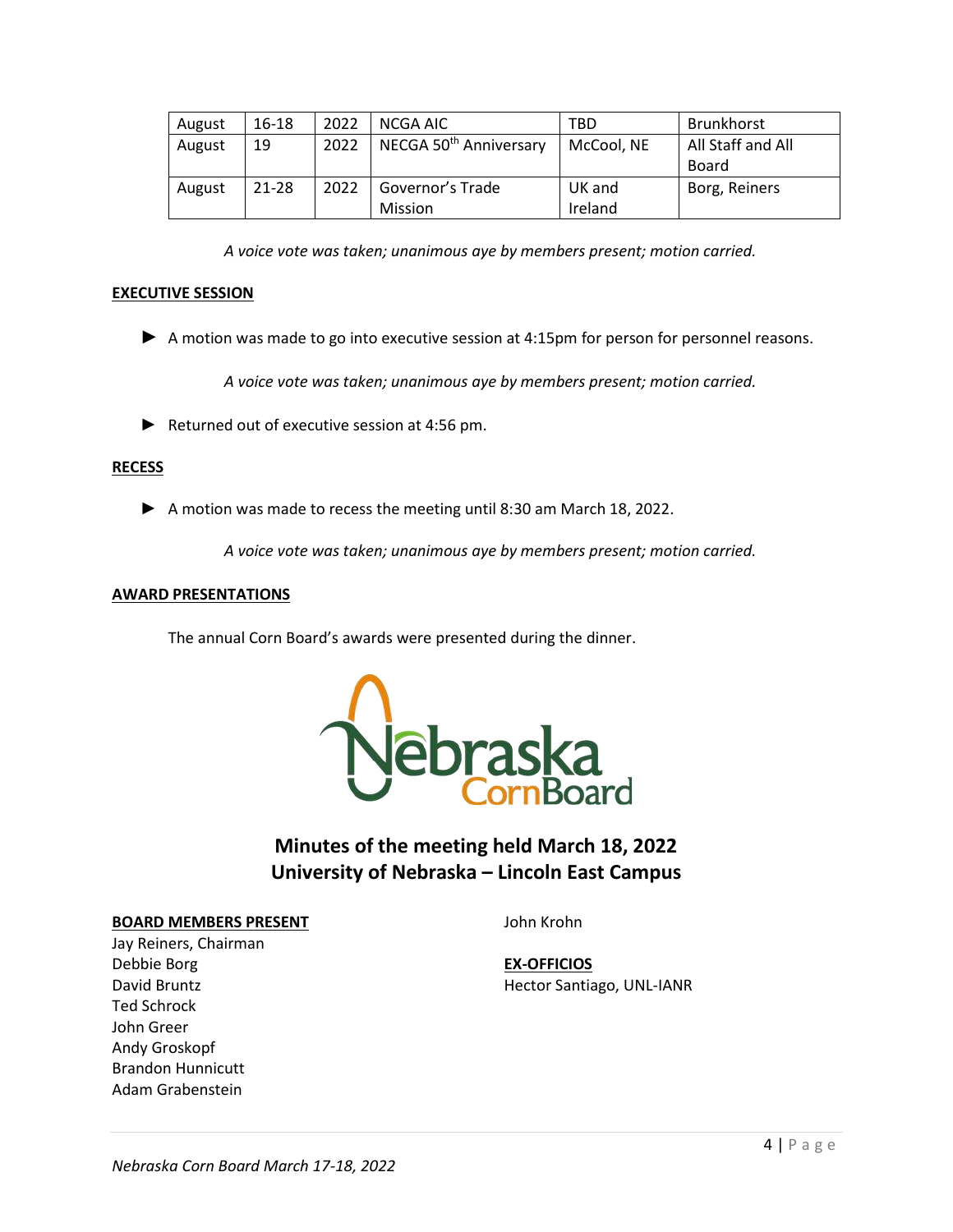| August | 16-18 | 2022 | NCGA AIC | TBD | Brunkhorst |
|---|---|---|---|---|---|
| August | 19 | 2022 | NECGA 50th Anniversary | McCool, NE | All Staff and All Board |
| August | 21-28 | 2022 | Governor's Trade Mission | UK and Ireland | Borg, Reiners |

*A voice vote was taken; unanimous aye by members present; motion carried.*

**EXECUTIVE SESSION**

► A motion was made to go into executive session at 4:15pm for person for personnel reasons.

*A voice vote was taken; unanimous aye by members present; motion carried.*

► Returned out of executive session at 4:56 pm.

**RECESS**

► A motion was made to recess the meeting until 8:30 am March 18, 2022.

*A voice vote was taken; unanimous aye by members present; motion carried.*

**AWARD PRESENTATIONS**

The annual Corn Board's awards were presented during the dinner.

Nebraska CornBoard

## Minutes of the meeting held March 18, 2022
## University of Nebraska – Lincoln East Campus

**BOARD MEMBERS PRESENT**

Jay Reiners, Chairman
Debbie Borg
David Bruntz
Ted Schrock
John Greer
Andy Groskopf
Brandon Hunnicutt
Adam Grabenstein
John Krohn

**EX-OFFICIOS**

Hector Santiago, UNL-IANR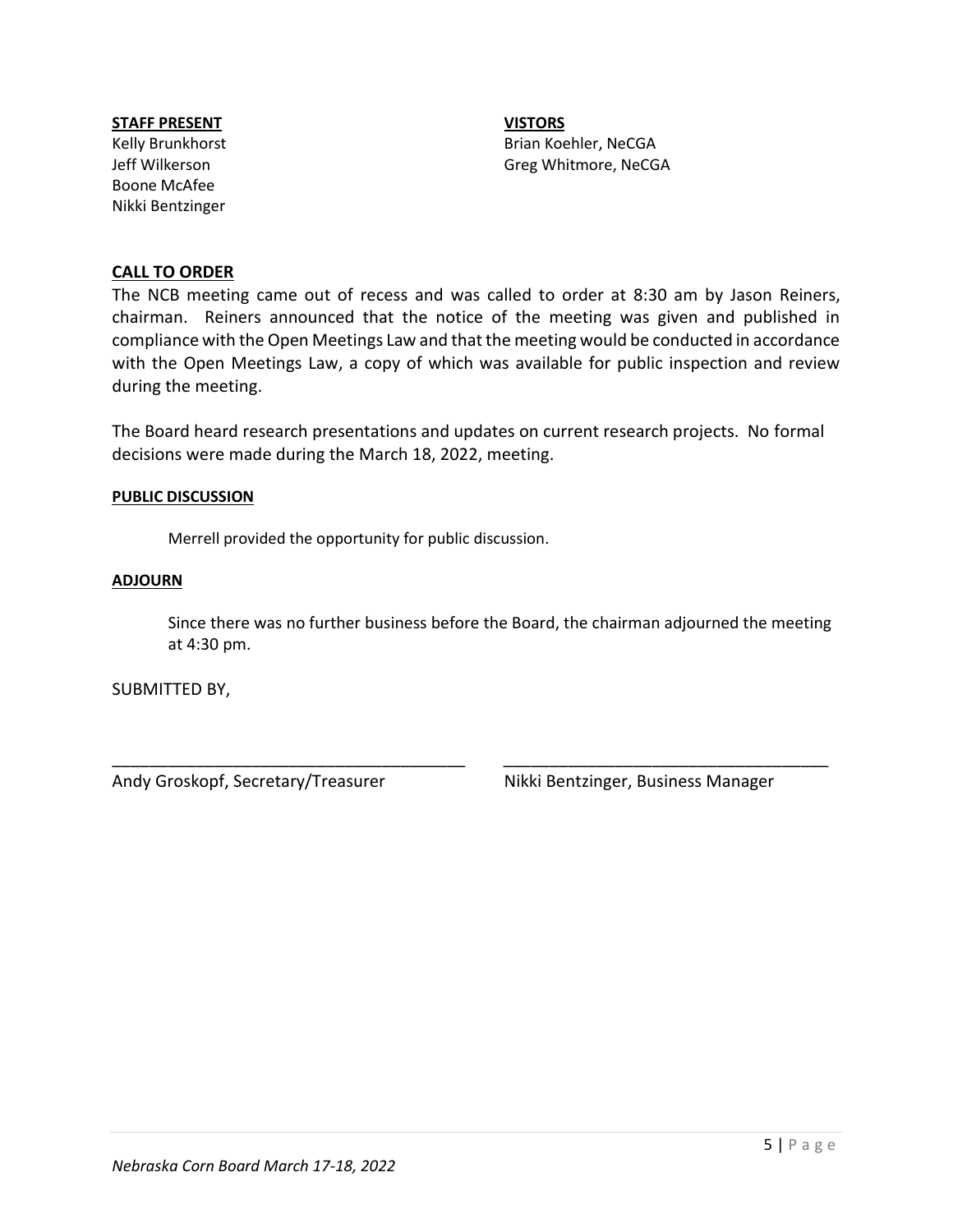**STAFF PRESENT**

Kelly Brunkhorst
Jeff Wilkerson
Boone McAfee
Nikki Bentzinger

**VISTORS**

Brian Koehler, NeCGA
Greg Whitmore, NeCGA

## CALL TO ORDER

The NCB meeting came out of recess and was called to order at 8:30 am by Jason Reiners, chairman. Reiners announced that the notice of the meeting was given and published in compliance with the Open Meetings Law and that the meeting would be conducted in accordance with the Open Meetings Law, a copy of which was available for public inspection and review during the meeting.

The Board heard research presentations and updates on current research projects. No formal decisions were made during the March 18, 2022, meeting.

### PUBLIC DISCUSSION

Merrell provided the opportunity for public discussion.

### ADJOURN

Since there was no further business before the Board, the chairman adjourned the meeting at 4:30 pm.

SUBMITTED BY,

\_\_\_\_\_\_\_\_\_\_\_\_\_\_\_\_\_\_\_\_\_\_\_\_\_\_\_\_\_\_\_\_\_\_\_\_\_\_\_\_
Andy Groskopf, Secretary/Treasurer

\_\_\_\_\_\_\_\_\_\_\_\_\_\_\_\_\_\_\_\_\_\_\_\_\_\_\_\_\_\_\_\_\_\_\_\_\_\_\_\_
Nikki Bentzinger, Business Manager